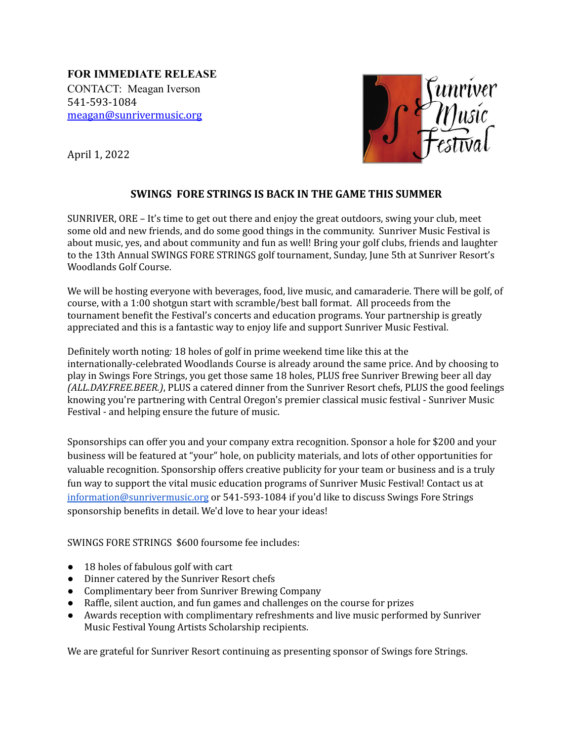**FOR IMMEDIATE RELEASE**
CONTACT: Meagan Iverson
541-593-1084
meagan@sunrivermusic.org

April 1, 2022

## SWINGS FORE STRINGS IS BACK IN THE GAME THIS SUMMER

SUNRIVER, ORE – It's time to get out there and enjoy the great outdoors, swing your club, meet some old and new friends, and do some good things in the community. Sunriver Music Festival is about music, yes, and about community and fun as well! Bring your golf clubs, friends and laughter to the 13th Annual SWINGS FORE STRINGS golf tournament, Sunday, June 5th at Sunriver Resort's Woodlands Golf Course.

We will be hosting everyone with beverages, food, live music, and camaraderie. There will be golf, of course, with a 1:00 shotgun start with scramble/best ball format. All proceeds from the tournament benefit the Festival's concerts and education programs. Your partnership is greatly appreciated and this is a fantastic way to enjoy life and support Sunriver Music Festival.

Definitely worth noting*:* 18 holes of golf in prime weekend time like this at the internationally-celebrated Woodlands Course is already around the same price. And by choosing to play in Swings Fore Strings, you get those same 18 holes, PLUS free Sunriver Brewing beer all day *(ALL.DAY.FREE.BEER.)*, PLUS a catered dinner from the Sunriver Resort chefs, PLUS the good feelings knowing you're partnering with Central Oregon's premier classical music festival - Sunriver Music Festival - and helping ensure the future of music.

Sponsorships can offer you and your company extra recognition. Sponsor a hole for $200 and your business will be featured at "your" hole, on publicity materials, and lots of other opportunities for valuable recognition. Sponsorship offers creative publicity for your team or business and is a truly fun way to support the vital music education programs of Sunriver Music Festival! Contact us at information@sunrivermusic.org or 541-593-1084 if you'd like to discuss Swings Fore Strings sponsorship benefits in detail. We'd love to hear your ideas!

SWINGS FORE STRINGS $600 foursome fee includes:

- 18 holes of fabulous golf with cart
- Dinner catered by the Sunriver Resort chefs
- Complimentary beer from Sunriver Brewing Company
- Raffle, silent auction, and fun games and challenges on the course for prizes
- Awards reception with complimentary refreshments and live music performed by Sunriver Music Festival Young Artists Scholarship recipients.

We are grateful for Sunriver Resort continuing as presenting sponsor of Swings fore Strings.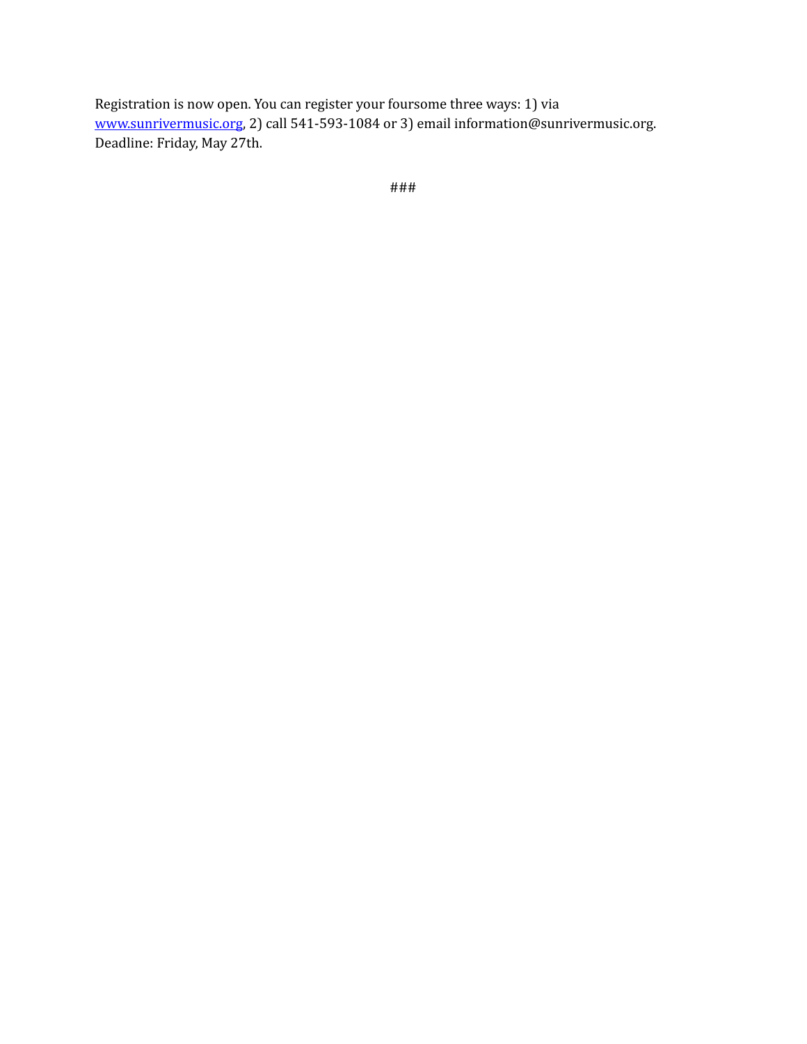Registration is now open. You can register your foursome three ways: 1) via [www.sunrivermusic.org](http://www.sunrivermusic.org), 2) call 541-593-1084 or 3) email information@sunrivermusic.org. Deadline: Friday, May 27th.

###